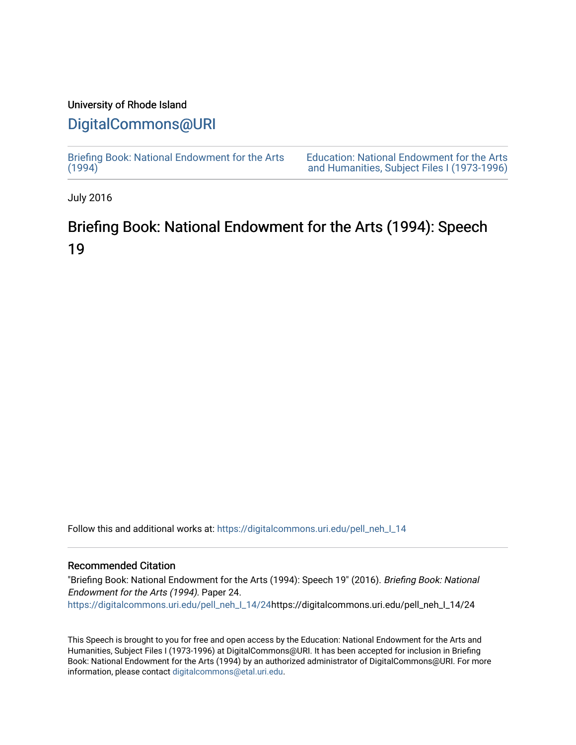University of Rhode Island

# DigitalCommons@URI

Briefing Book: National Endowment for the Arts (1994)

Education: National Endowment for the Arts and Humanities, Subject Files I (1973-1996)

July 2016

## Briefing Book: National Endowment for the Arts (1994): Speech 19

Follow this and additional works at: https://digitalcommons.uri.edu/pell_neh_I_14

### Recommended Citation

"Briefing Book: National Endowment for the Arts (1994): Speech 19" (2016). *Briefing Book: National Endowment for the Arts (1994).* Paper 24.
https://digitalcommons.uri.edu/pell_neh_I_14/24https://digitalcommons.uri.edu/pell_neh_I_14/24

This Speech is brought to you for free and open access by the Education: National Endowment for the Arts and Humanities, Subject Files I (1973-1996) at DigitalCommons@URI. It has been accepted for inclusion in Briefing Book: National Endowment for the Arts (1994) by an authorized administrator of DigitalCommons@URI. For more information, please contact digitalcommons@etal.uri.edu.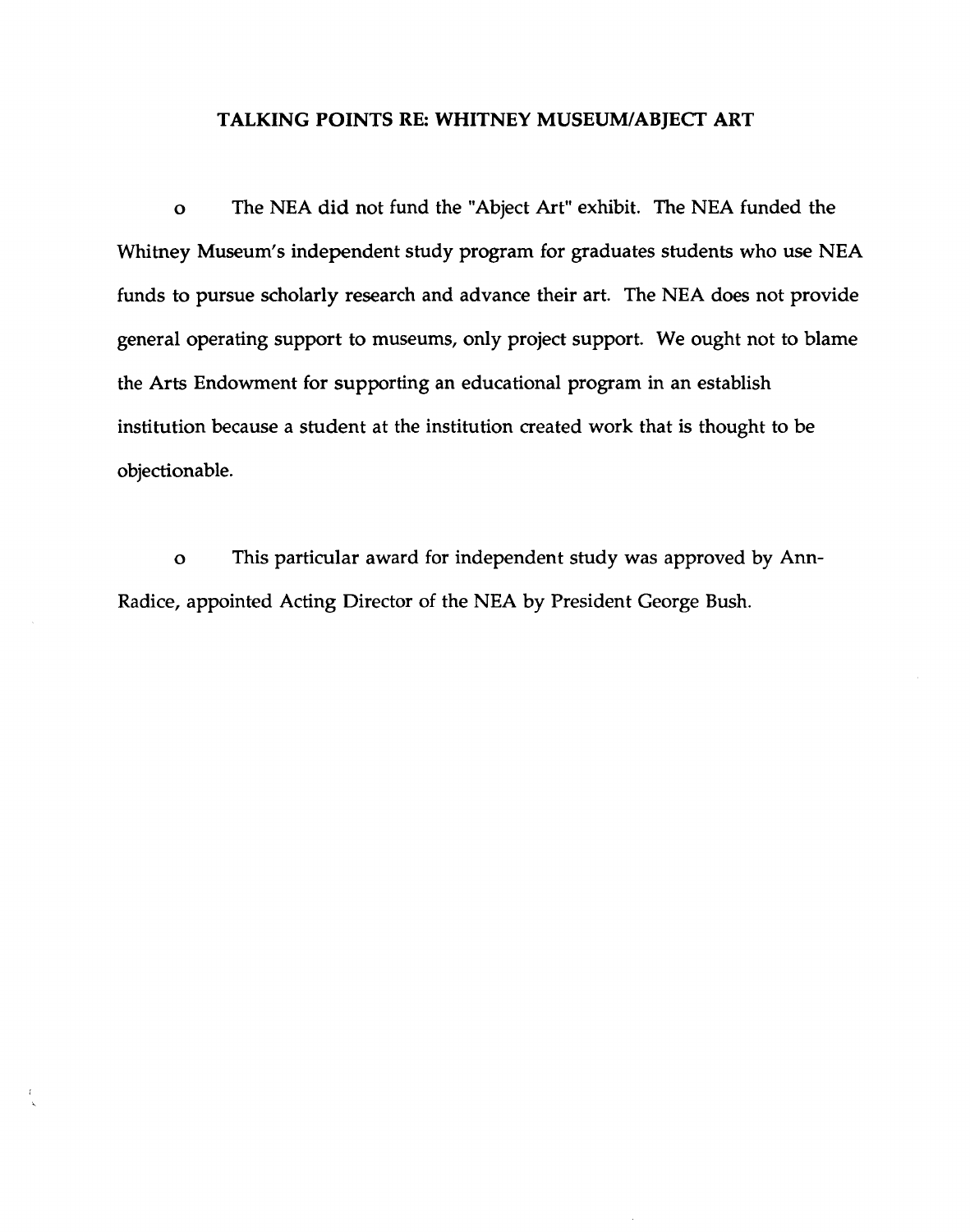# TALKING POINTS RE: WHITNEY MUSEUM/ABJECT ART

o The NEA did not fund the "Abject Art" exhibit. The NEA funded the Whitney Museum's independent study program for graduates students who use NEA funds to pursue scholarly research and advance their art. The NEA does not provide general operating support to museums, only project support. We ought not to blame the Arts Endowment for supporting an educational program in an establish institution because a student at the institution created work that is thought to be objectionable.

o This particular award for independent study was approved by Ann-Radice, appointed Acting Director of the NEA by President George Bush.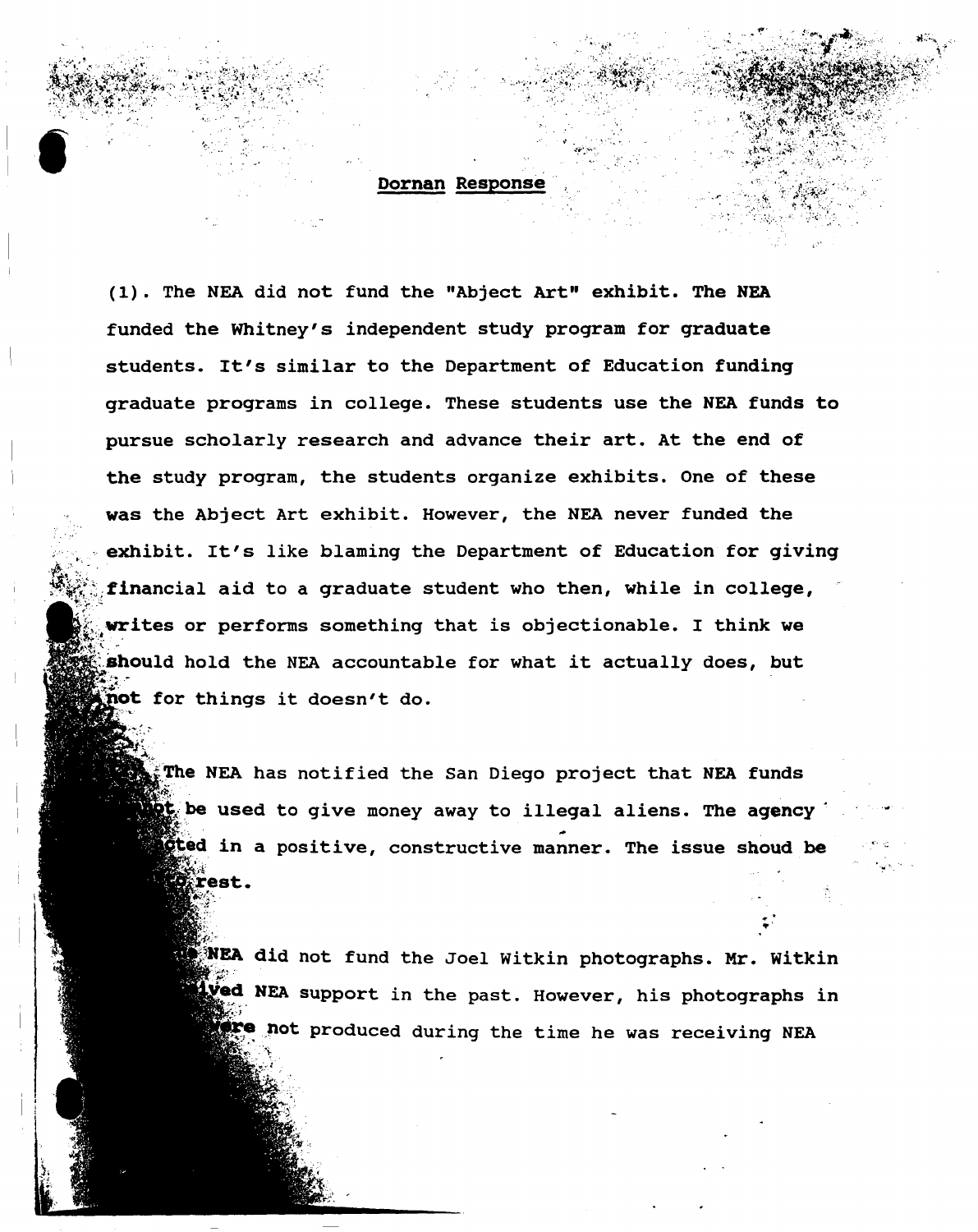Dornan Response

(1). The NEA did not fund the "Abject Art" exhibit. The NEA funded the Whitney's independent study program for graduate students. It's similar to the Department of Education funding graduate programs in college. These students use the NEA funds to pursue scholarly research and advance their art. At the end of the study program, the students organize exhibits. One of these was the Abject Art exhibit. However, the NEA never funded the exhibit. It's like blaming the Department of Education for giving financial aid to a graduate student who then, while in college, writes or performs something that is objectionable. I think we should hold the NEA accountable for what it actually does, but not for things it doesn't do.

The NEA has notified the San Diego project that NEA funds not be used to give money away to illegal aliens. The agency cted in a positive, constructive manner. The issue shoud be rest.

NEA did not fund the Joel Witkin photographs. Mr. Witkin ved NEA support in the past. However, his photographs in re not produced during the time he was receiving NEA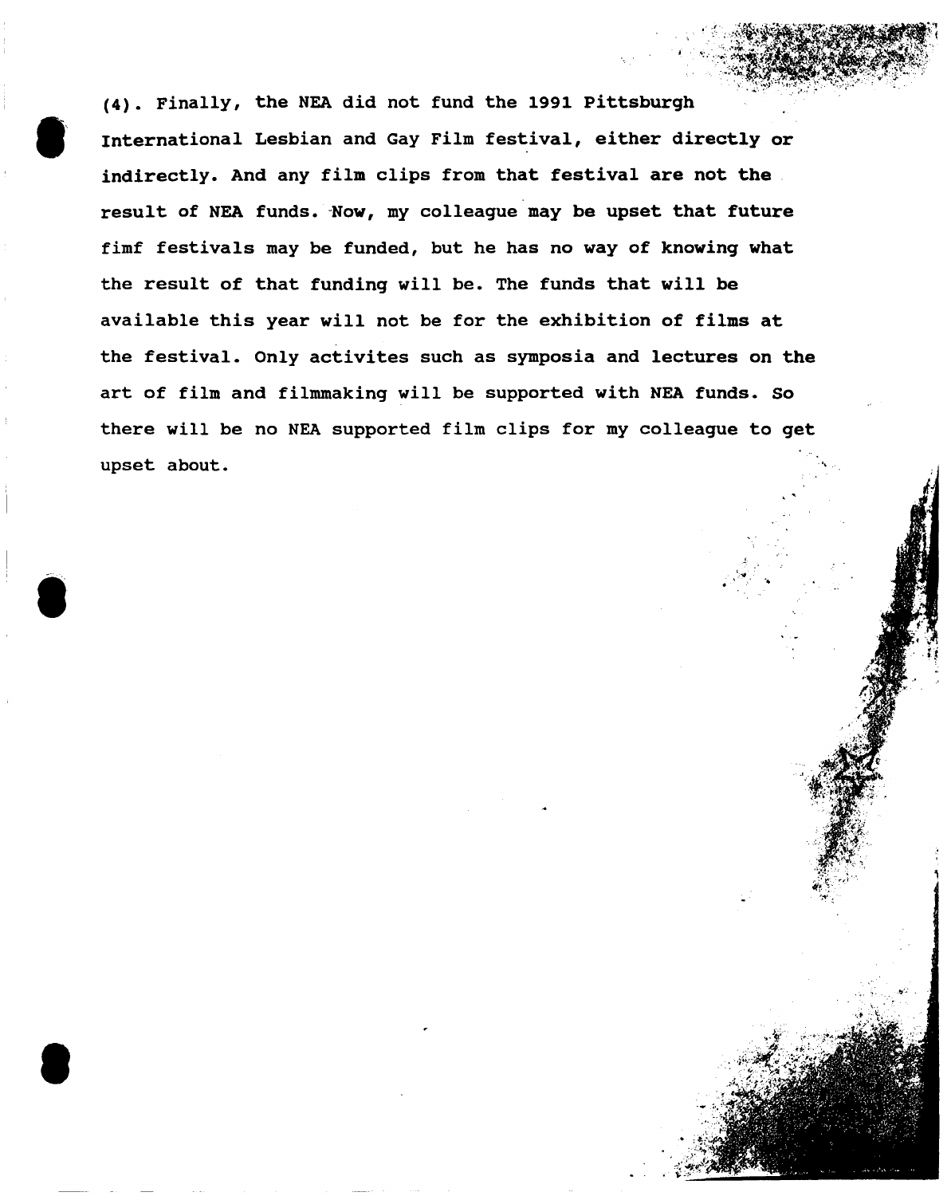(4). Finally, the NEA did not fund the 1991 Pittsburgh International Lesbian and Gay Film festival, either directly or indirectly. And any film clips from that festival are not the result of NEA funds. Now, my colleague may be upset that future fimf festivals may be funded, but he has no way of knowing what the result of that funding will be. The funds that will be available this year will not be for the exhibition of films at the festival. Only activites such as symposia and lectures on the art of film and filmmaking will be supported with NEA funds. So there will be no NEA supported film clips for my colleague to get upset about.